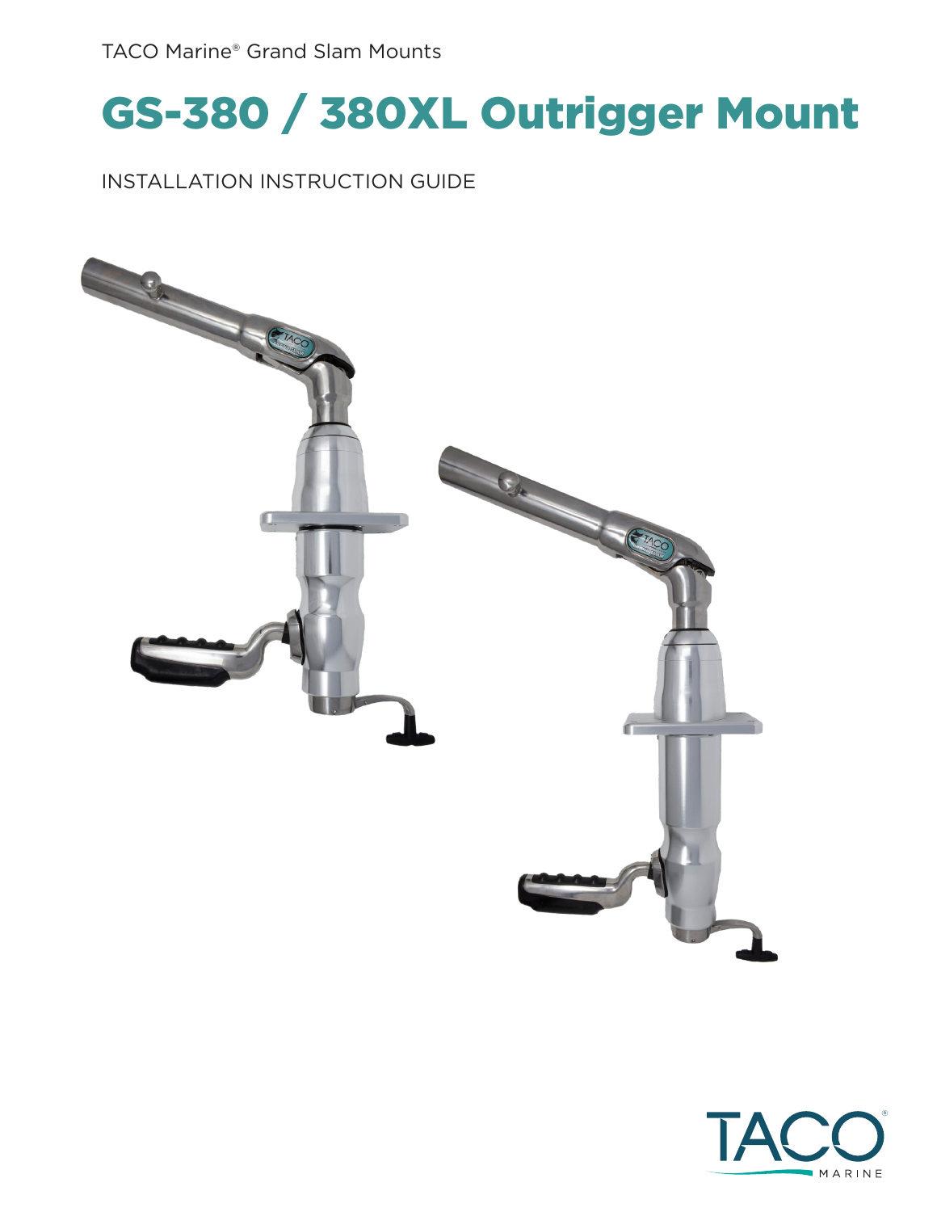TACO Marine® Grand Slam Mounts

# GS-380 / 380XL Outrigger Mount

INSTALLATION INSTRUCTION GUIDE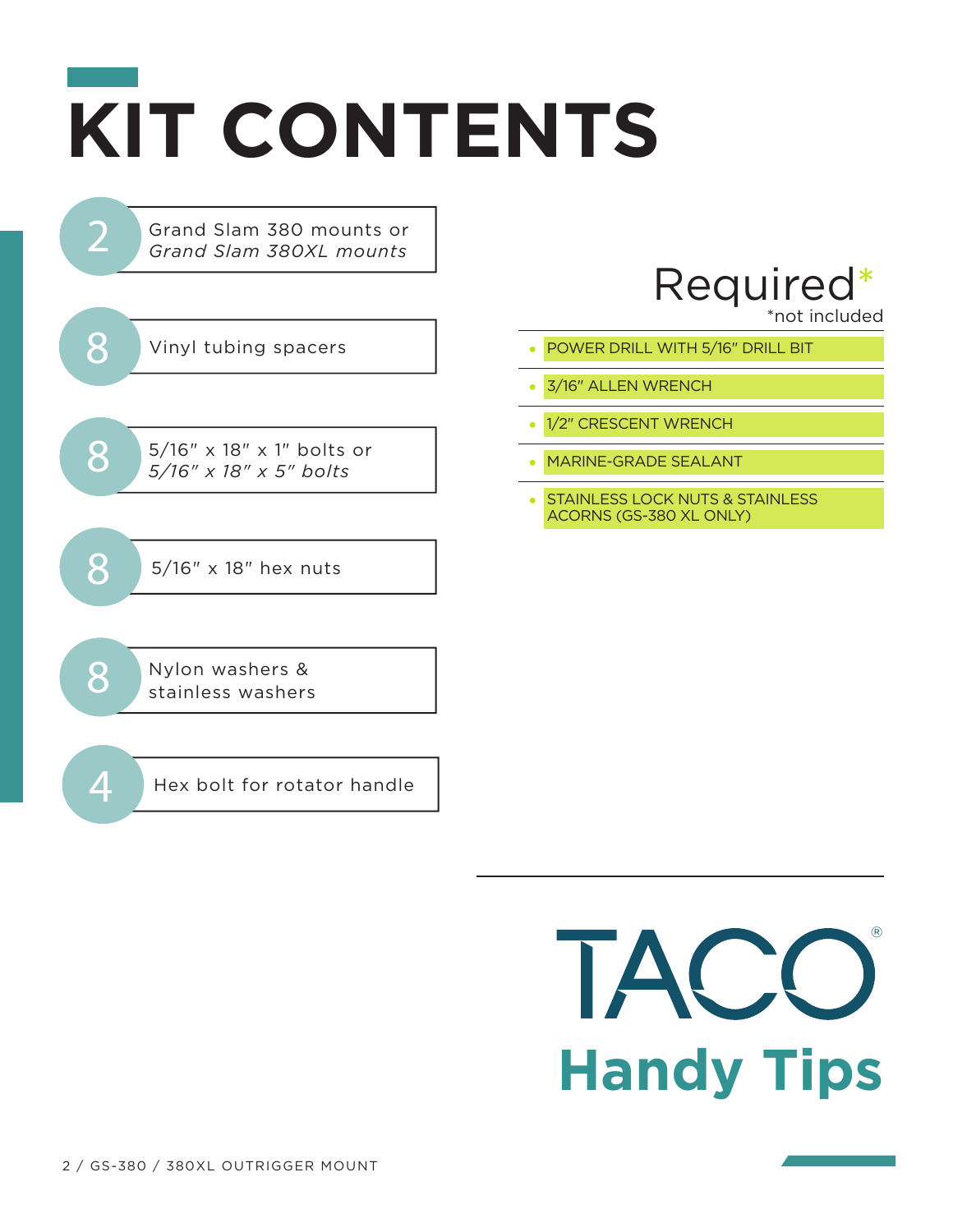# KIT CONTENTS

- **2** — Grand Slam 380 mounts or *Grand Slam 380XL mounts*
- **8** — Vinyl tubing spacers
- **8** — 5/16″ x 18″ x 1″ bolts or *5/16″ x 18″ x 5″ bolts*
- **8** — 5/16″ x 18″ hex nuts
- **8** — Nylon washers & stainless washers
- **4** — Hex bolt for rotator handle

## Required*

*not included

- POWER DRILL WITH 5/16″ DRILL BIT
- 3/16″ ALLEN WRENCH
- 1/2″ CRESCENT WRENCH
- MARINE-GRADE SEALANT
- STAINLESS LOCK NUTS & STAINLESS ACORNS (GS-380 XL ONLY)

TACO®

**Handy Tips**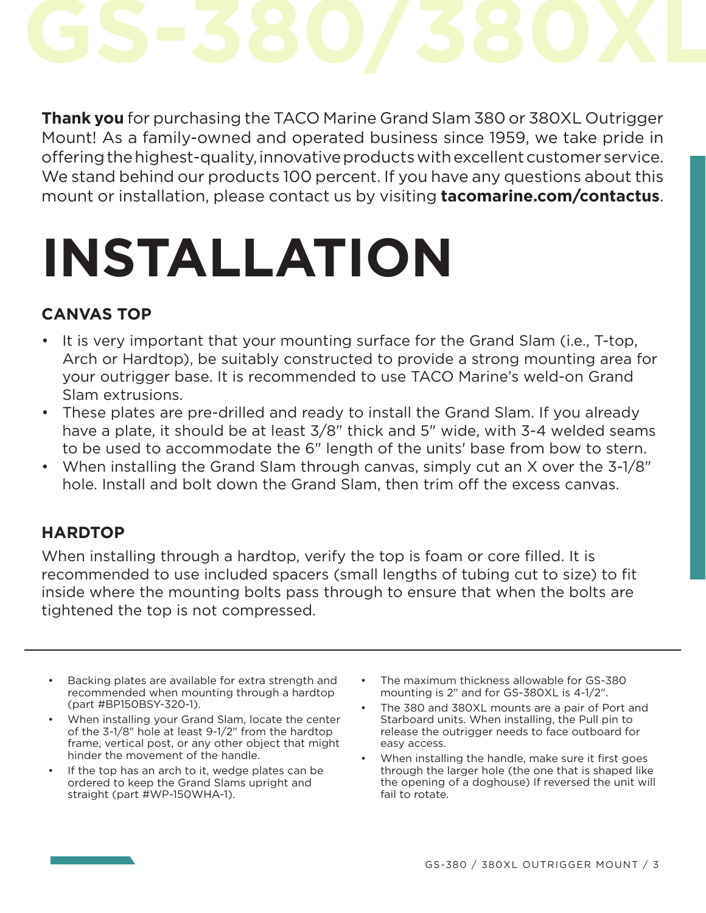# GS-380/380XL

**Thank you** for purchasing the TACO Marine Grand Slam 380 or 380XL Outrigger Mount! As a family-owned and operated business since 1959, we take pride in offering the highest-quality, innovative products with excellent customer service. We stand behind our products 100 percent. If you have any questions about this mount or installation, please contact us by visiting **tacomarine.com/contactus**.

# INSTALLATION

### CANVAS TOP

- It is very important that your mounting surface for the Grand Slam (i.e., T-top, Arch or Hardtop), be suitably constructed to provide a strong mounting area for your outrigger base. It is recommended to use TACO Marine's weld-on Grand Slam extrusions.
- These plates are pre-drilled and ready to install the Grand Slam. If you already have a plate, it should be at least 3/8″ thick and 5″ wide, with 3-4 welded seams to be used to accommodate the 6″ length of the units' base from bow to stern.
- When installing the Grand Slam through canvas, simply cut an X over the 3-1/8″ hole. Install and bolt down the Grand Slam, then trim off the excess canvas.

### HARDTOP

When installing through a hardtop, verify the top is foam or core filled. It is recommended to use included spacers (small lengths of tubing cut to size) to fit inside where the mounting bolts pass through to ensure that when the bolts are tightened the top is not compressed.

---

- Backing plates are available for extra strength and recommended when mounting through a hardtop (part #BP150BSY-320-1).
- When installing your Grand Slam, locate the center of the 3-1/8″ hole at least 9-1/2″ from the hardtop frame, vertical post, or any other object that might hinder the movement of the handle.
- If the top has an arch to it, wedge plates can be ordered to keep the Grand Slams upright and straight (part #WP-150WHA-1).
- The maximum thickness allowable for GS-380 mounting is 2″ and for GS-380XL is 4-1/2″.
- The 380 and 380XL mounts are a pair of Port and Starboard units. When installing, the Pull pin to release the outrigger needs to face outboard for easy access.
- When installing the handle, make sure it first goes through the larger hole (the one that is shaped like the opening of a doghouse) If reversed the unit will fail to rotate.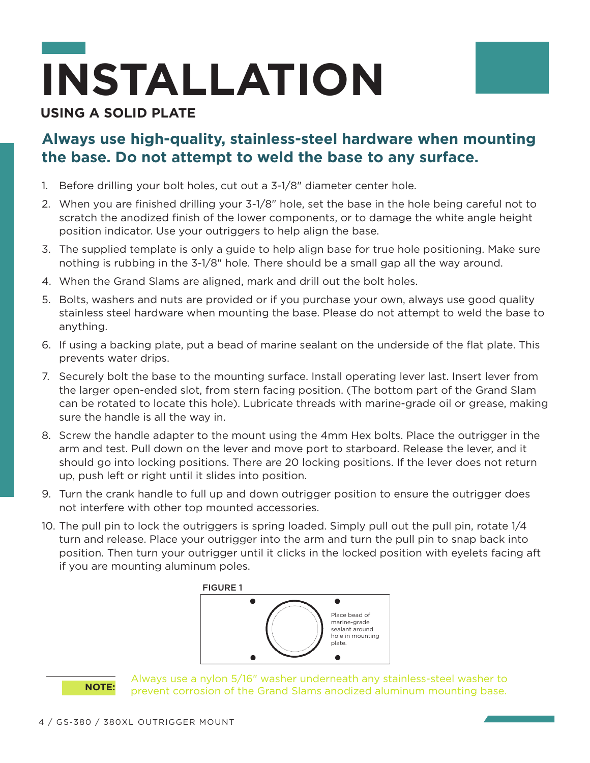# INSTALLATION

## USING A SOLID PLATE

**Always use high-quality, stainless-steel hardware when mounting the base. Do not attempt to weld the base to any surface.**

1. Before drilling your bolt holes, cut out a 3-1/8" diameter center hole.
2. When you are finished drilling your 3-1/8" hole, set the base in the hole being careful not to scratch the anodized finish of the lower components, or to damage the white angle height position indicator. Use your outriggers to help align the base.
3. The supplied template is only a guide to help align base for true hole positioning. Make sure nothing is rubbing in the 3-1/8" hole. There should be a small gap all the way around.
4. When the Grand Slams are aligned, mark and drill out the bolt holes.
5. Bolts, washers and nuts are provided or if you purchase your own, always use good quality stainless steel hardware when mounting the base. Please do not attempt to weld the base to anything.
6. If using a backing plate, put a bead of marine sealant on the underside of the flat plate. This prevents water drips.
7. Securely bolt the base to the mounting surface. Install operating lever last. Insert lever from the larger open-ended slot, from stern facing position. (The bottom part of the Grand Slam can be rotated to locate this hole). Lubricate threads with marine-grade oil or grease, making sure the handle is all the way in.
8. Screw the handle adapter to the mount using the 4mm Hex bolts. Place the outrigger in the arm and test. Pull down on the lever and move port to starboard. Release the lever, and it should go into locking positions. There are 20 locking positions. If the lever does not return up, push left or right until it slides into position.
9. Turn the crank handle to full up and down outrigger position to ensure the outrigger does not interfere with other top mounted accessories.
10. The pull pin to lock the outriggers is spring loaded. Simply pull out the pull pin, rotate 1/4 turn and release. Place your outrigger into the arm and turn the pull pin to snap back into position. Then turn your outrigger until it clicks in the locked position with eyelets facing aft if you are mounting aluminum poles.

FIGURE 1

Place bead of marine-grade sealant around hole in mounting plate.

**NOTE:** Always use a nylon 5/16" washer underneath any stainless-steel washer to prevent corrosion of the Grand Slams anodized aluminum mounting base.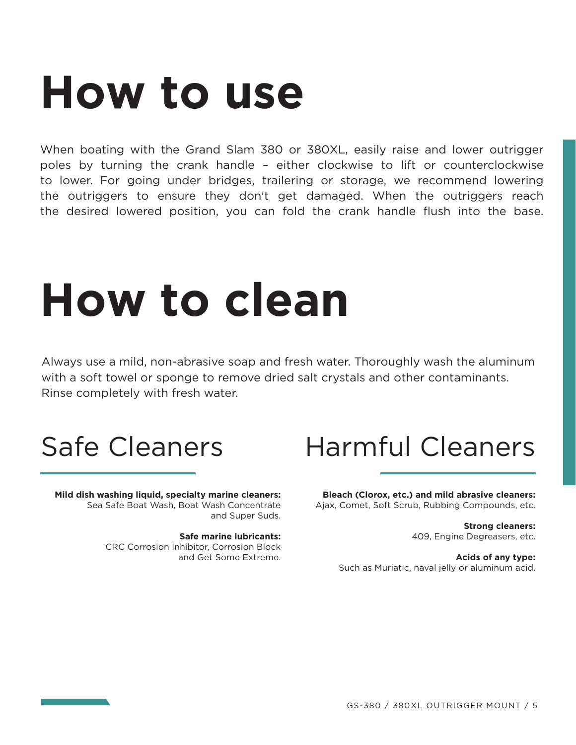# How to use

When boating with the Grand Slam 380 or 380XL, easily raise and lower outrigger poles by turning the crank handle – either clockwise to lift or counterclockwise to lower. For going under bridges, trailering or storage, we recommend lowering the outriggers to ensure they don't get damaged. When the outriggers reach the desired lowered position, you can fold the crank handle flush into the base.

# How to clean

Always use a mild, non-abrasive soap and fresh water. Thoroughly wash the aluminum with a soft towel or sponge to remove dried salt crystals and other contaminants. Rinse completely with fresh water.

## Safe Cleaners

**Mild dish washing liquid, specialty marine cleaners:**
Sea Safe Boat Wash, Boat Wash Concentrate and Super Suds.

**Safe marine lubricants:**
CRC Corrosion Inhibitor, Corrosion Block and Get Some Extreme.

## Harmful Cleaners

**Bleach (Clorox, etc.) and mild abrasive cleaners:**
Ajax, Comet, Soft Scrub, Rubbing Compounds, etc.

**Strong cleaners:**
409, Engine Degreasers, etc.

**Acids of any type:**
Such as Muriatic, naval jelly or aluminum acid.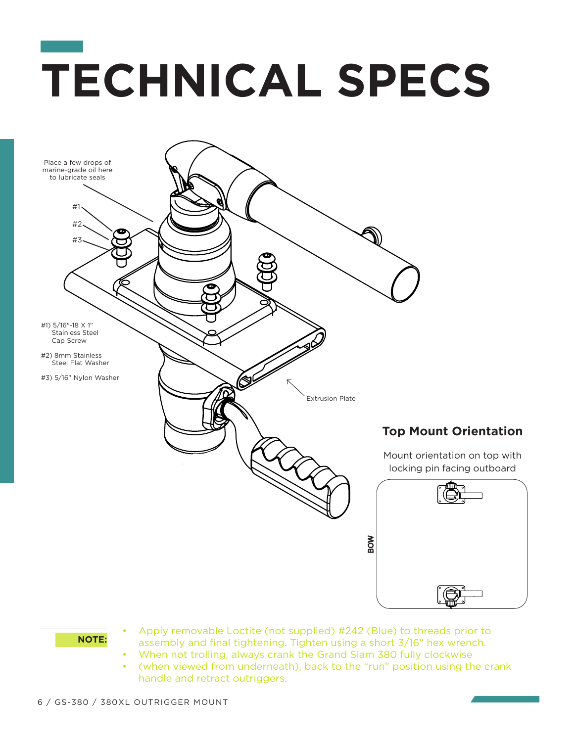# TECHNICAL SPECS

Place a few drops of marine-grade oil here to lubricate seals

#1

#2

#3

#1) 5/16"-18 X 1" Stainless Steel Cap Screw

#2) 8mm Stainless Steel Flat Washer

#3) 5/16" Nylon Washer

Extrusion Plate

### Top Mount Orientation

Mount orientation on top with locking pin facing outboard

BOW

**NOTE:**

- Apply removable Loctite (not supplied) #242 (Blue) to threads prior to assembly and final tightening. Tighten using a short 3/16" hex wrench.
- When not trolling, always crank the Grand Slam 380 fully clockwise
- (when viewed from underneath), back to the "run" position using the crank handle and retract outriggers.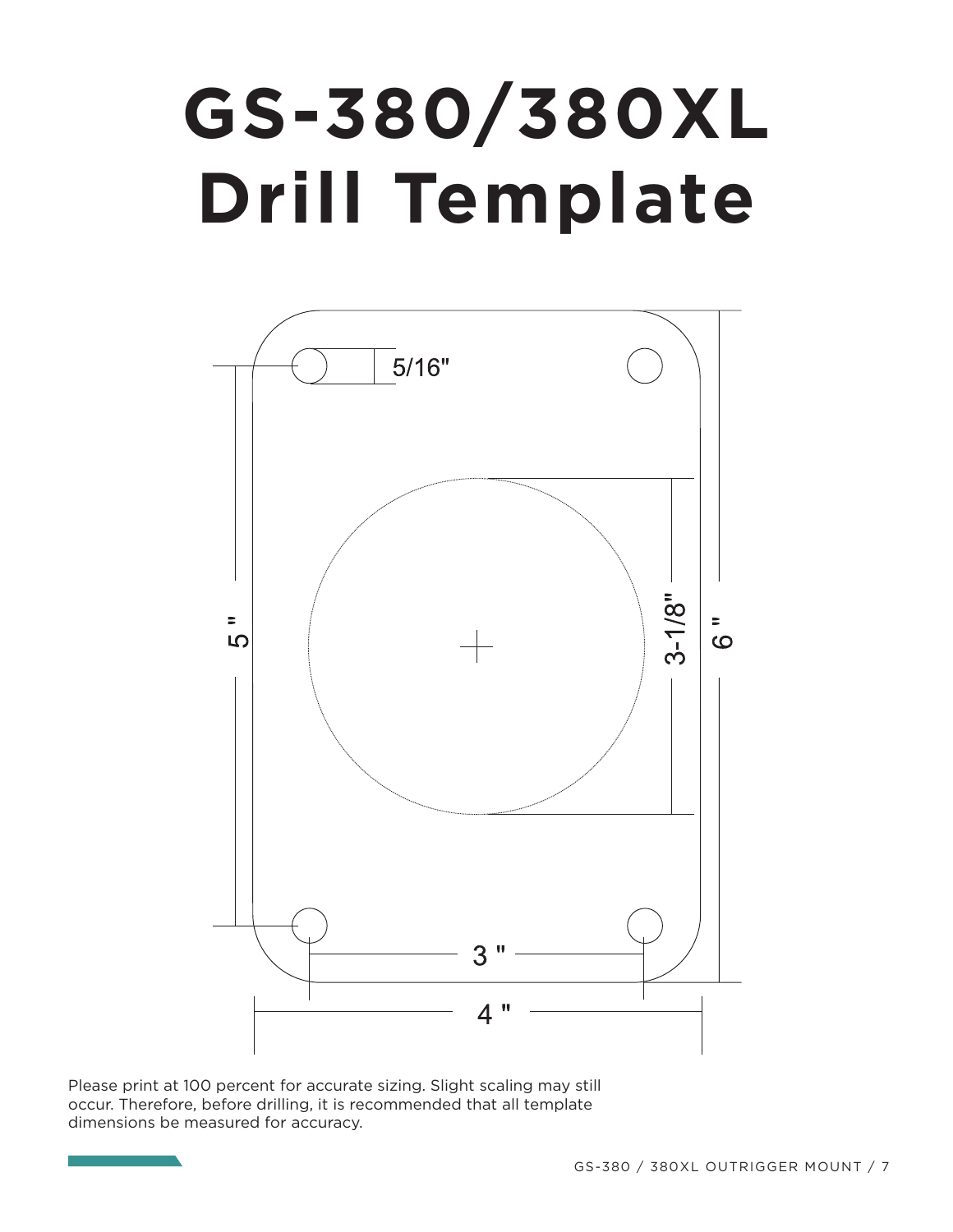# GS-380/380XL Drill Template

5/16"

3-1/8"

5 "

6 "

3 "

4 "

Please print at 100 percent for accurate sizing. Slight scaling may still occur. Therefore, before drilling, it is recommended that all template dimensions be measured for accuracy.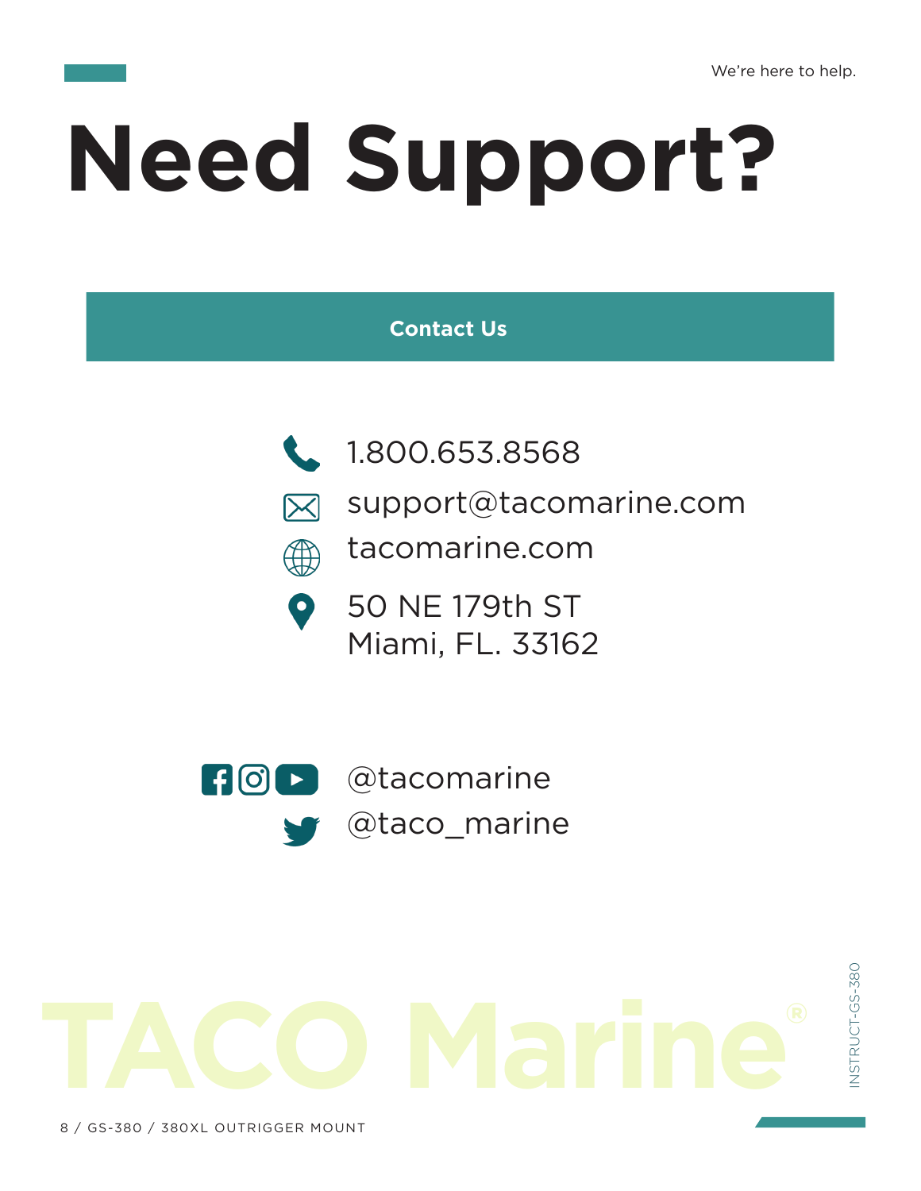We're here to help.

# Need Support?

## Contact Us

1.800.653.8568

support@tacomarine.com

tacomarine.com

50 NE 179th ST
Miami, FL. 33162

@tacomarine

@taco_marine

TACO Marine®

INSTRUCT-GS-380